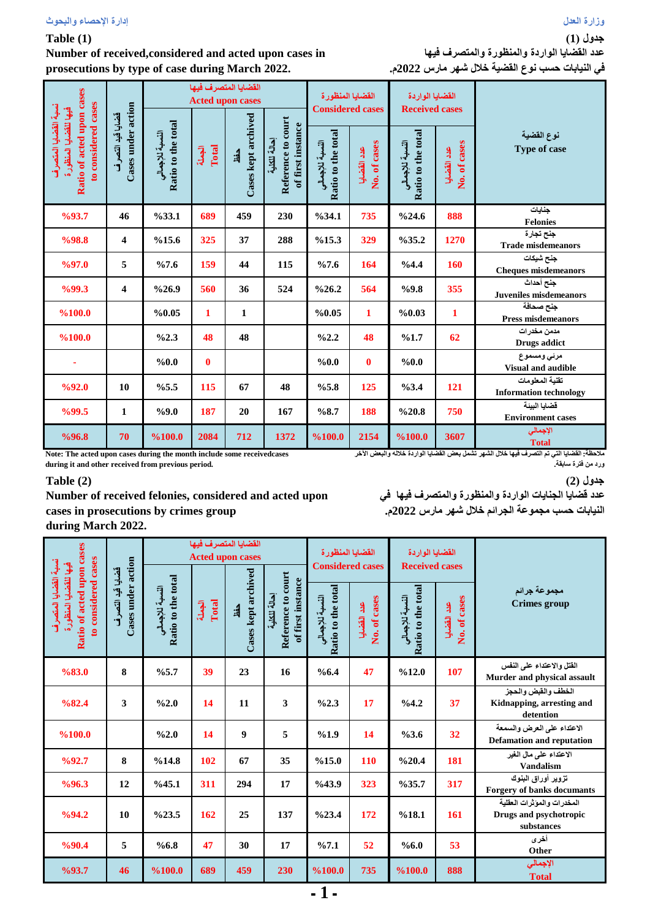وزارة العدل

إدارة الإحصاء والبحوث

**جدول (1)**

**عدد القضايا الواردة والمنظورة والمتصرف فيها في النيابات حسب نوع القضية خلال شهر مارس 2022م.**

**Table (1)**

**Number of received,considered and acted upon cases in prosecutions by type of case during March 2022.**

| نسبة القضايا المتصرف فيها للقضايا المنظورة Ratio of acted upon cases to considered cases | قضايا قيد التصرف Cases under action | القضايا المتصرف فيها Acted upon cases | | | | القضايا المنظورة Considered cases | | القضايا الواردة Received cases | | نوع القضية Type of case |
|---|---|---|---|---|---|---|---|---|---|---|
| | | النسبة للإجمالي Ratio to the total | الجملة Total | حفظ Cases kept archived | إحالة للكلية Reference to court of first instance | النسبة للإجمالي Ratio to the total | عدد القضايا No. of cases | النسبة للإجمالي Ratio to the total | عدد القضايا No. of cases | |
| %93.7 | 46 | %33.1 | 689 | 459 | 230 | %34.1 | 735 | %24.6 | 888 | جنايات Felonies |
| %98.8 | 4 | %15.6 | 325 | 37 | 288 | %15.3 | 329 | %35.2 | 1270 | جنح تجارة Trade misdemeanors |
| %97.0 | 5 | %7.6 | 159 | 44 | 115 | %7.6 | 164 | %4.4 | 160 | جنح شيكات Cheques misdemeanors |
| %99.3 | 4 | %26.9 | 560 | 36 | 524 | %26.2 | 564 | %9.8 | 355 | جنح أحداث Juveniles misdemeanors |
| %100.0 | | %0.05 | 1 | 1 | | %0.05 | 1 | %0.03 | 1 | جنح صحافة Press misdemeanors |
| %100.0 | | %2.3 | 48 | 48 | | %2.2 | 48 | %1.7 | 62 | مدمن مخدرات Drugs addict |
| - | | %0.0 | 0 | | | %0.0 | 0 | %0.0 | | مرئي ومسموع Visual and audible |
| %92.0 | 10 | %5.5 | 115 | 67 | 48 | %5.8 | 125 | %3.4 | 121 | تقنية المعلومات Information technology |
| %99.5 | 1 | %9.0 | 187 | 20 | 167 | %8.7 | 188 | %20.8 | 750 | قضايا البيئة Environment cases |
| %96.8 | 70 | %100.0 | 2084 | 712 | 1372 | %100.0 | 2154 | %100.0 | 3607 | الإجمالي Total |

ملاحظة: القضايا التي تم التصرف فيها خلال الشهر تشمل بعض القضايا الواردة خلاله والبعض الآخر ورد من فترة سابقة.

Note: The acted upon cases during the month include some receivedcases during it and other received from previous period.

**جدول (2)**

**عدد قضايا الجنايات الواردة والمنظورة والمتصرف فيها في النيابات حسب مجموعة الجرائم خلال شهر مارس 2022م.**

**Table (2)**

**Number of received felonies, considered and acted upon cases in prosecutions by crimes group during March 2022.**

| نسبة القضايا المتصرف فيها للقضايا المنظورة Ratio of acted upon cases to considered cases | قضايا قيد التصرف Cases under action | القضايا المتصرف فيها Acted upon cases | | | | القضايا المنظورة Considered cases | | القضايا الواردة Received cases | | مجموعة جرائم Crimes group |
|---|---|---|---|---|---|---|---|---|---|---|
| | | النسبة للإجمالي Ratio to the total | الجملة Total | حفظ Cases kept archived | إحالة للكلية Reference to court of first instance | النسبة للإجمالي Ratio to the total | عدد القضايا No. of cases | النسبة للإجمالي Ratio to the total | عدد القضايا No. of cases | |
| %83.0 | 8 | %5.7 | 39 | 23 | 16 | %6.4 | 47 | %12.0 | 107 | القتل والاعتداء على النفس Murder and physical assault |
| %82.4 | 3 | %2.0 | 14 | 11 | 3 | %2.3 | 17 | %4.2 | 37 | الخطف والقبض والحجز Kidnapping, arresting and detention |
| %100.0 | | %2.0 | 14 | 9 | 5 | %1.9 | 14 | %3.6 | 32 | الاعتداء على العرض والسمعة Defamation and reputation |
| %92.7 | 8 | %14.8 | 102 | 67 | 35 | %15.0 | 110 | %20.4 | 181 | الاعتداء على مال الغير Vandalism |
| %96.3 | 12 | %45.1 | 311 | 294 | 17 | %43.9 | 323 | %35.7 | 317 | تزوير أوراق البنوك Forgery of banks documants |
| %94.2 | 10 | %23.5 | 162 | 25 | 137 | %23.4 | 172 | %18.1 | 161 | المخدرات والمؤثرات العقلية Drugs and psychotropic substances |
| %90.4 | 5 | %6.8 | 47 | 30 | 17 | %7.1 | 52 | %6.0 | 53 | أخرى Other |
| %93.7 | 46 | %100.0 | 689 | 459 | 230 | %100.0 | 735 | %100.0 | 888 | الإجمالي Total |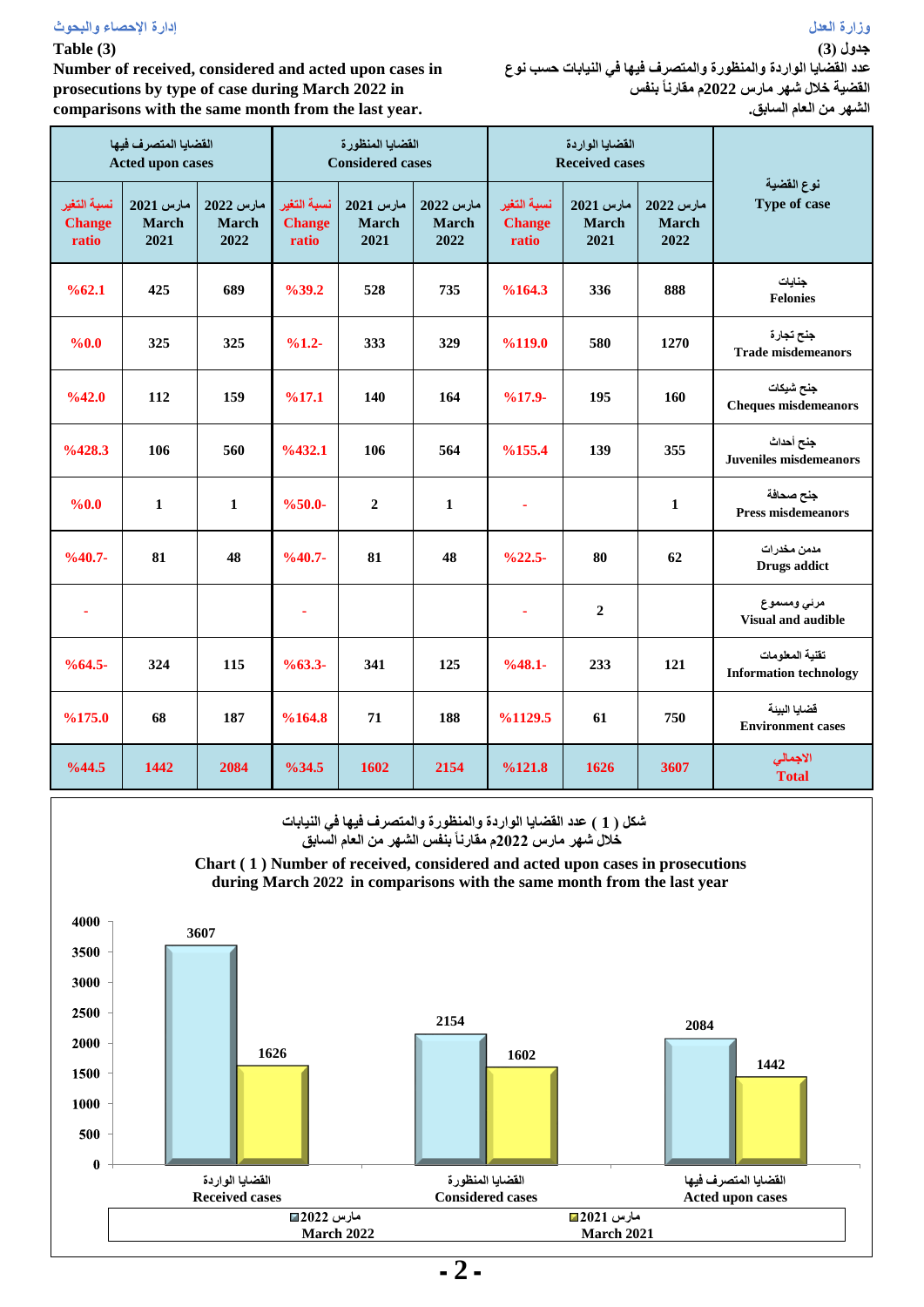**Table (3)**

**Number of received, considered and acted upon cases in prosecutions by type of case during March 2022 in comparisons with the same month from the last year.**

**جدول (3)**

**عدد القضايا الواردة والمنظورة والمتصرف فيها في النيابات حسب نوع القضية خلال شهر مارس 2022م مقارناً بنفس الشهر من العام السابق.**

| القضايا المتصرف فيها Acted upon cases | | | القضايا المنظورة Considered cases | | | القضايا الواردة Received cases | | | نوع القضية Type of case |
|---|---|---|---|---|---|---|---|---|---|
| نسبة التغير Change ratio | مارس 2021 March 2021 | مارس 2022 March 2022 | نسبة التغير Change ratio | مارس 2021 March 2021 | مارس 2022 March 2022 | نسبة التغير Change ratio | مارس 2021 March 2021 | مارس 2022 March 2022 | |
| %62.1 | 425 | 689 | %39.2 | 528 | 735 | %164.3 | 336 | 888 | جنايات Felonies |
| %0.0 | 325 | 325 | %1.2- | 333 | 329 | %119.0 | 580 | 1270 | جنح تجارة Trade misdemeanors |
| %42.0 | 112 | 159 | %17.1 | 140 | 164 | %17.9- | 195 | 160 | جنح شيكات Cheques misdemeanors |
| %428.3 | 106 | 560 | %432.1 | 106 | 564 | %155.4 | 139 | 355 | جنح أحداث Juveniles misdemeanors |
| %0.0 | 1 | 1 | %50.0- | 2 | 1 | - | | 1 | جنح صحافة Press misdemeanors |
| %40.7- | 81 | 48 | %40.7- | 81 | 48 | %22.5- | 80 | 62 | مدمن مخدرات Drugs addict |
| - | | | - | | | - | 2 | | مرئي ومسموع Visual and audible |
| %64.5- | 324 | 115 | %63.3- | 341 | 125 | %48.1- | 233 | 121 | تقنية المعلومات Information technology |
| %175.0 | 68 | 187 | %164.8 | 71 | 188 | %1129.5 | 61 | 750 | قضايا البيئة Environment cases |
| %44.5 | 1442 | 2084 | %34.5 | 1602 | 2154 | %121.8 | 1626 | 3607 | الاجمالي Total |

**شكل ( 1 ) عدد القضايا الواردة والمنظورة والمتصرف فيها في النيابات خلال شهر مارس 2022م مقارناً بنفس الشهر من العام السابق**

**Chart ( 1 ) Number of received, considered and acted upon cases in prosecutions during March 2022 in comparisons with the same month from the last year**

| | القضايا الواردة Received cases | القضايا المنظورة Considered cases | القضايا المتصرف فيها Acted upon cases |
|---|---|---|---|
| مارس 2022 March 2022 | 3607 | 2154 | 2084 |
| مارس 2021 March 2021 | 1626 | 1602 | 1442 |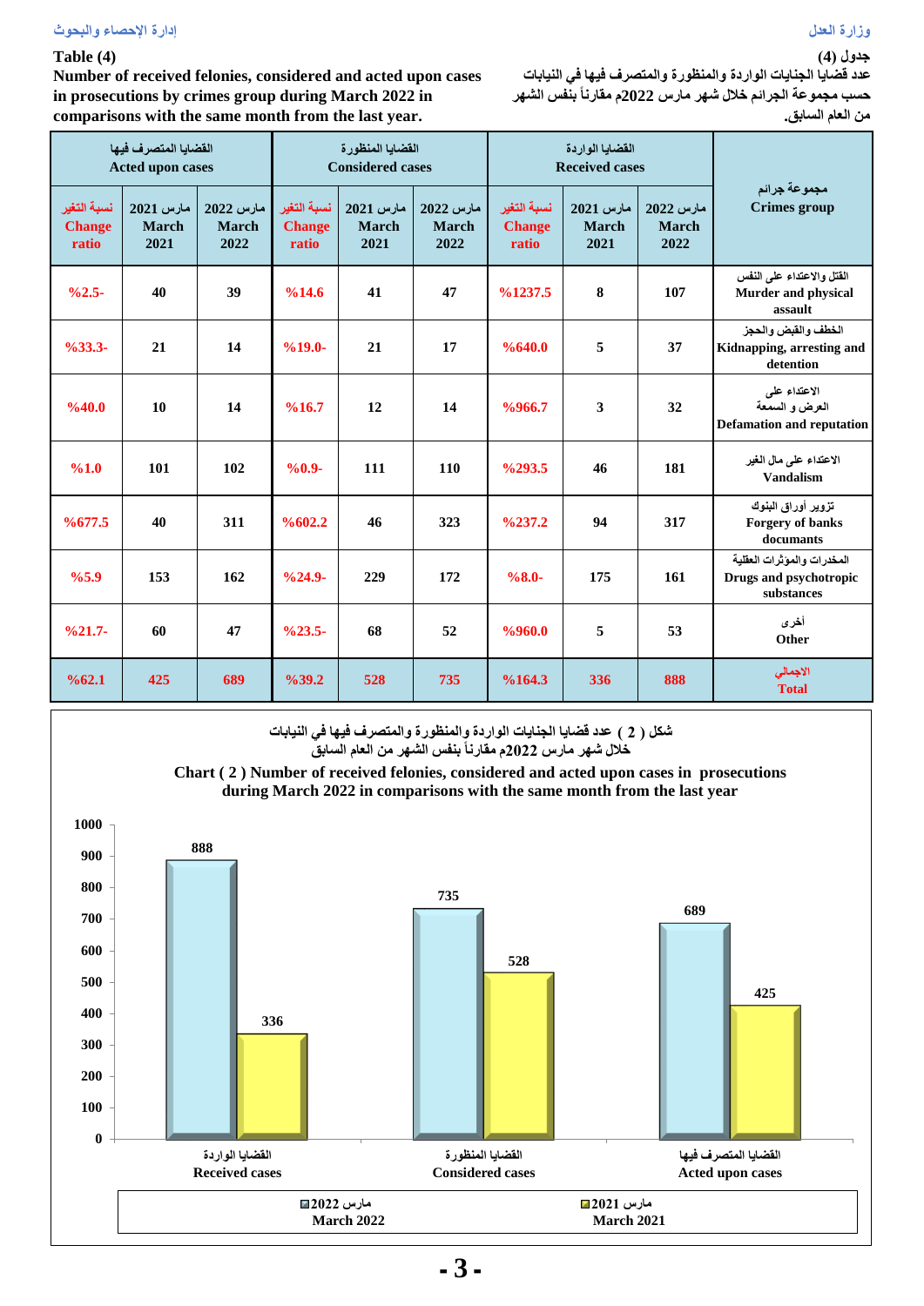جدول (4)

عدد قضايا الجنايات الواردة والمنظورة والمتصرف فيها في النيابات حسب مجموعة الجرائم خلال شهر مارس 2022م مقارناً بنفس الشهر من العام السابق.

**Table (4)**

**Number of received felonies, considered and acted upon cases in prosecutions by crimes group during March 2022 in comparisons with the same month from the last year.**

| القضايا المتصرف فيها Acted upon cases | | | القضايا المنظورة Considered cases | | | القضايا الواردة Received cases | | | مجموعة جرائم Crimes group |
|---|---|---|---|---|---|---|---|---|---|
| نسبة التغير Change ratio | مارس 2021 March 2021 | مارس 2022 March 2022 | نسبة التغير Change ratio | مارس 2021 March 2021 | مارس 2022 March 2022 | نسبة التغير Change ratio | مارس 2021 March 2021 | مارس 2022 March 2022 | |
| %2.5- | 40 | 39 | %14.6 | 41 | 47 | %1237.5 | 8 | 107 | القتل والاعتداء على النفس Murder and physical assault |
| %33.3- | 21 | 14 | %19.0- | 21 | 17 | %640.0 | 5 | 37 | الخطف والقبض والحجز Kidnapping, arresting and detention |
| %40.0 | 10 | 14 | %16.7 | 12 | 14 | %966.7 | 3 | 32 | الاعتداء على العرض و السمعة Defamation and reputation |
| %1.0 | 101 | 102 | %0.9- | 111 | 110 | %293.5 | 46 | 181 | الاعتداء على مال الغير Vandalism |
| %677.5 | 40 | 311 | %602.2 | 46 | 323 | %237.2 | 94 | 317 | تزوير أوراق البنوك Forgery of banks documents |
| %5.9 | 153 | 162 | %24.9- | 229 | 172 | %8.0- | 175 | 161 | المخدرات والمؤثرات العقلية Drugs and psychotropic substances |
| %21.7- | 60 | 47 | %23.5- | 68 | 52 | %960.0 | 5 | 53 | أخرى Other |
| %62.1 | 425 | 689 | %39.2 | 528 | 735 | %164.3 | 336 | 888 | الاجمالي Total |

شكل ( 2 ) عدد قضايا الجنايات الواردة والمنظورة والمتصرف فيها في النيابات خلال شهر مارس 2022م مقارناً بنفس الشهر من العام السابق

**Chart ( 2 ) Number of received felonies, considered and acted upon cases in prosecutions during March 2022 in comparisons with the same month from the last year**

| | القضايا الواردة Received cases | القضايا المنظورة Considered cases | القضايا المتصرف فيها Acted upon cases |
|---|---|---|---|
| مارس 2022 March 2022 | 888 | 735 | 689 |
| مارس 2021 March 2021 | 336 | 528 | 425 |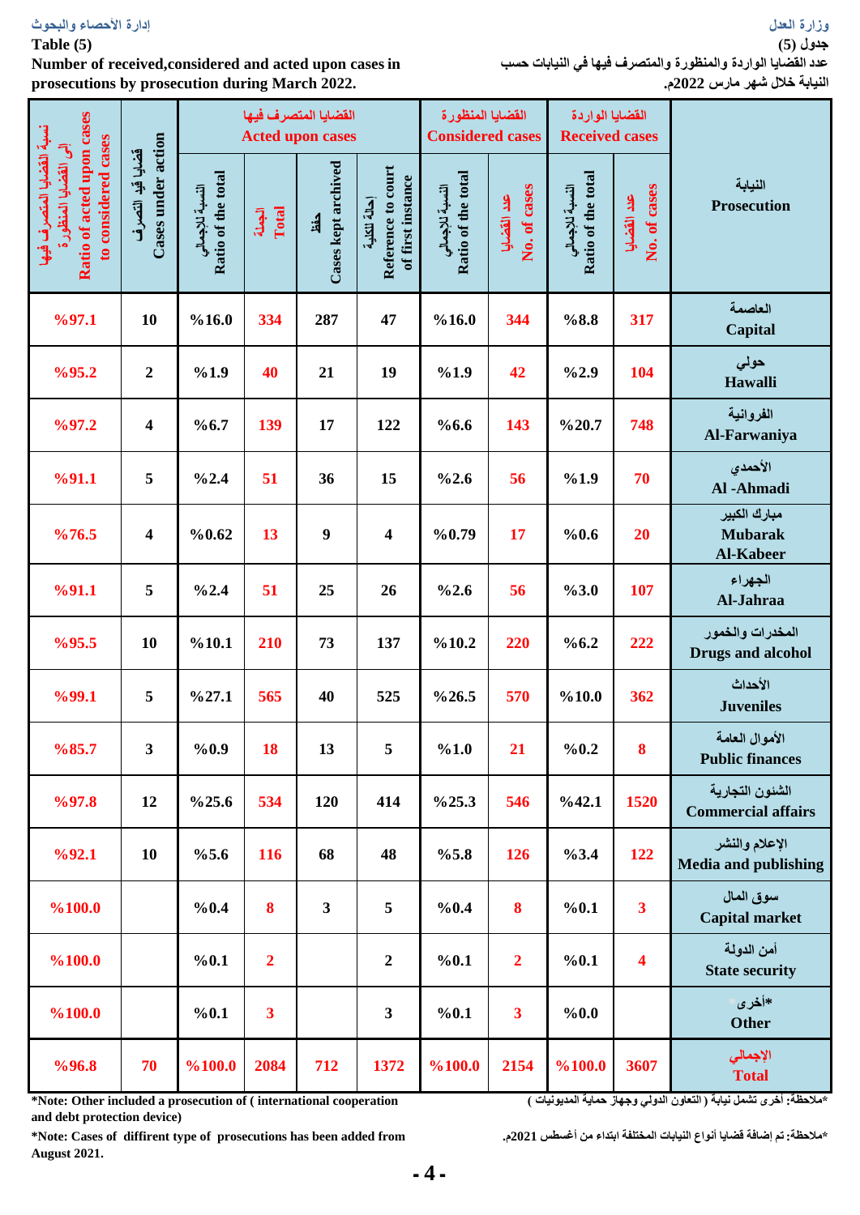وزارة العدل

إدارة الأحصاء والبحوث

**جدول (5)**

**عدد القضايا الواردة والمنظورة والمتصرف فيها في النيابات حسب النيابة خلال شهر مارس 2022م.**

**Table (5)**

**Number of received,considered and acted upon cases in prosecutions by prosecution during March 2022.**

| النيابة Prosecution | القضايا الواردة Received cases | | القضايا المنظورة Considered cases | | القضايا المتصرف فيها Acted upon cases | | | | قضايا قيد التصرف Cases under action | نسبة القضايا المتصرف فيها إلى القضايا المنظورة Ratio of acted upon cases to considered cases |
|---|---|---|---|---|---|---|---|---|---|---|
| | عدد القضايا No. of cases | النسبة للإجمالي Ratio of the total | عدد القضايا No. of cases | النسبة للإجمالي Ratio of the total | إحالة للكلية Reference to court of first instance | حفظ Cases kept archived | الجملة Total | النسبة للإجمالي Ratio of the total | | |
| العاصمة Capital | 317 | %8.8 | 344 | %16.0 | 47 | 287 | 334 | %16.0 | 10 | %97.1 |
| حولي Hawalli | 104 | %2.9 | 42 | %1.9 | 19 | 21 | 40 | %1.9 | 2 | %95.2 |
| الفروانية Al-Farwaniya | 748 | %20.7 | 143 | %6.6 | 122 | 17 | 139 | %6.7 | 4 | %97.2 |
| الأحمدي Al -Ahmadi | 70 | %1.9 | 56 | %2.6 | 15 | 36 | 51 | %2.4 | 5 | %91.1 |
| مبارك الكبير Mubarak Al-Kabeer | 20 | %0.6 | 17 | %0.79 | 4 | 9 | 13 | %0.62 | 4 | %76.5 |
| الجهراء Al-Jahraa | 107 | %3.0 | 56 | %2.6 | 26 | 25 | 51 | %2.4 | 5 | %91.1 |
| المخدرات والخمور Drugs and alcohol | 222 | %6.2 | 220 | %10.2 | 137 | 73 | 210 | %10.1 | 10 | %95.5 |
| الأحداث Juveniles | 362 | %10.0 | 570 | %26.5 | 525 | 40 | 565 | %27.1 | 5 | %99.1 |
| الأموال العامة Public finances | 8 | %0.2 | 21 | %1.0 | 5 | 13 | 18 | %0.9 | 3 | %85.7 |
| الشئون التجارية Commercial affairs | 1520 | %42.1 | 546 | %25.3 | 414 | 120 | 534 | %25.6 | 12 | %97.8 |
| الإعلام والنشر Media and publishing | 122 | %3.4 | 126 | %5.8 | 48 | 68 | 116 | %5.6 | 10 | %92.1 |
| سوق المال Capital market | 3 | %0.1 | 8 | %0.4 | 5 | 3 | 8 | %0.4 | | %100.0 |
| أمن الدولة State security | 4 | %0.1 | 2 | %0.1 | 2 | | 2 | %0.1 | | %100.0 |
| *أخرى Other | | %0.0 | 3 | %0.1 | 3 | | 3 | %0.1 | | %100.0 |
| **الإجمالي Total** | 3607 | %100.0 | 2154 | %100.0 | 1372 | 712 | 2084 | %100.0 | 70 | %96.8 |

*ملاحظة: أخرى تشمل نيابة ( التعاون الدولي وجهاز حماية المديونيات )

*ملاحظة: تم إضافة قضايا أنواع النيابات المختلفة ابتداء من أغسطس 2021م.

*Note: Other included a prosecution of ( international cooperation and debt protection device)

*Note: Cases of diffirent type of prosecutions has been added from August 2021.